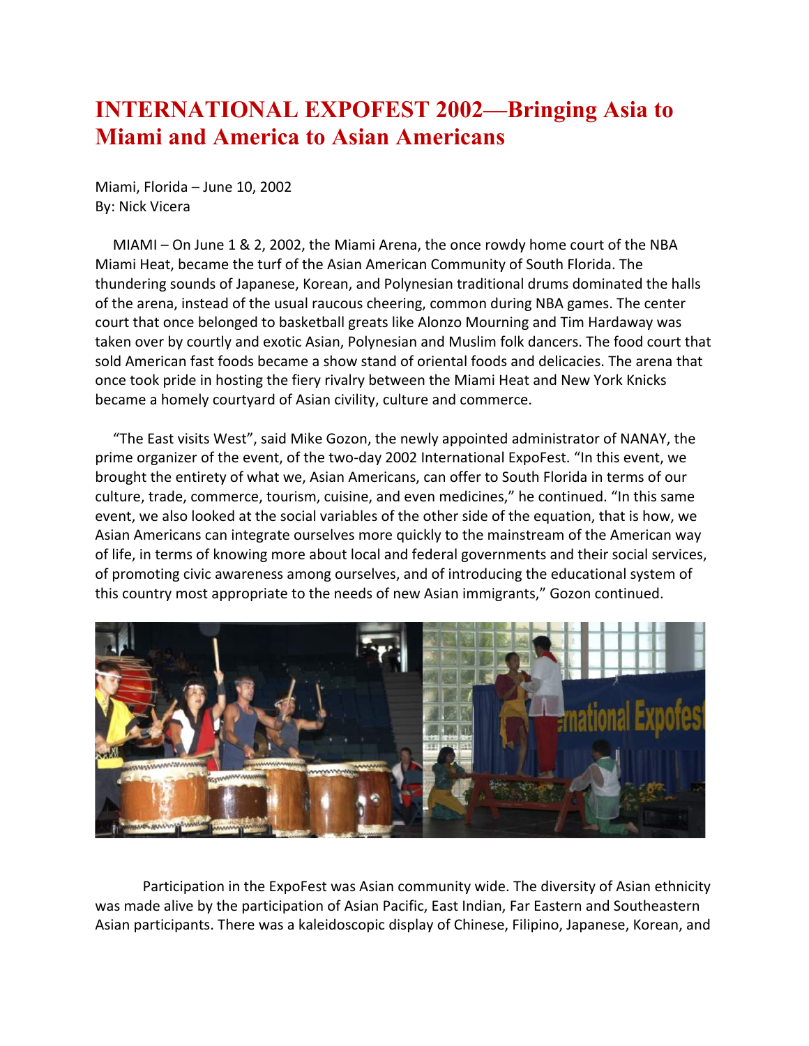# INTERNATIONAL EXPOFEST 2002—Bringing Asia to Miami and America to Asian Americans

Miami, Florida – June 10, 2002
By: Nick Vicera

MIAMI – On June 1 & 2, 2002, the Miami Arena, the once rowdy home court of the NBA Miami Heat, became the turf of the Asian American Community of South Florida. The thundering sounds of Japanese, Korean, and Polynesian traditional drums dominated the halls of the arena, instead of the usual raucous cheering, common during NBA games. The center court that once belonged to basketball greats like Alonzo Mourning and Tim Hardaway was taken over by courtly and exotic Asian, Polynesian and Muslim folk dancers. The food court that sold American fast foods became a show stand of oriental foods and delicacies. The arena that once took pride in hosting the fiery rivalry between the Miami Heat and New York Knicks became a homely courtyard of Asian civility, culture and commerce.

"The East visits West", said Mike Gozon, the newly appointed administrator of NANAY, the prime organizer of the event, of the two-day 2002 International ExpoFest. "In this event, we brought the entirety of what we, Asian Americans, can offer to South Florida in terms of our culture, trade, commerce, tourism, cuisine, and even medicines," he continued. "In this same event, we also looked at the social variables of the other side of the equation, that is how, we Asian Americans can integrate ourselves more quickly to the mainstream of the American way of life, in terms of knowing more about local and federal governments and their social services, of promoting civic awareness among ourselves, and of introducing the educational system of this country most appropriate to the needs of new Asian immigrants," Gozon continued.

Participation in the ExpoFest was Asian community wide. The diversity of Asian ethnicity was made alive by the participation of Asian Pacific, East Indian, Far Eastern and Southeastern Asian participants. There was a kaleidoscopic display of Chinese, Filipino, Japanese, Korean, and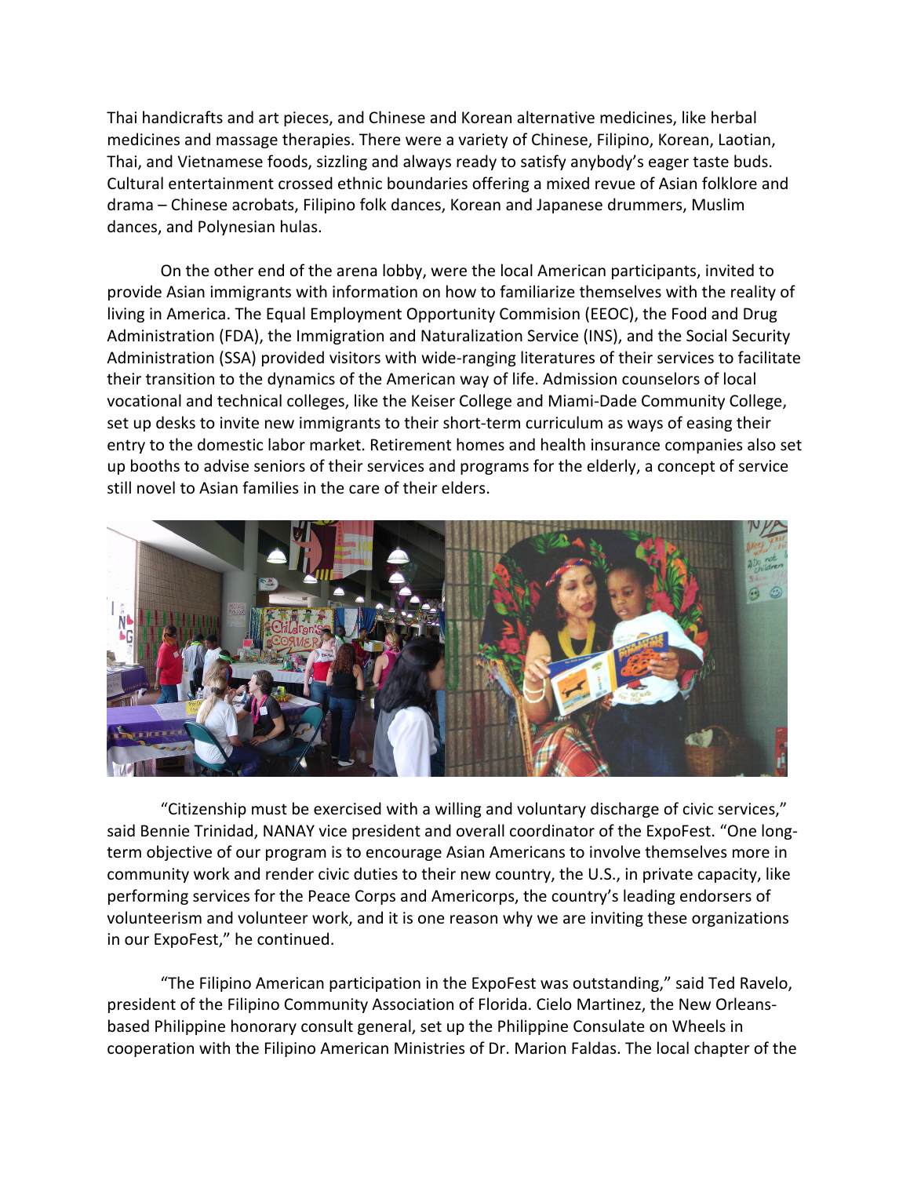Thai handicrafts and art pieces, and Chinese and Korean alternative medicines, like herbal medicines and massage therapies. There were a variety of Chinese, Filipino, Korean, Laotian, Thai, and Vietnamese foods, sizzling and always ready to satisfy anybody's eager taste buds. Cultural entertainment crossed ethnic boundaries offering a mixed revue of Asian folklore and drama – Chinese acrobats, Filipino folk dances, Korean and Japanese drummers, Muslim dances, and Polynesian hulas.

On the other end of the arena lobby, were the local American participants, invited to provide Asian immigrants with information on how to familiarize themselves with the reality of living in America. The Equal Employment Opportunity Commision (EEOC), the Food and Drug Administration (FDA), the Immigration and Naturalization Service (INS), and the Social Security Administration (SSA) provided visitors with wide-ranging literatures of their services to facilitate their transition to the dynamics of the American way of life. Admission counselors of local vocational and technical colleges, like the Keiser College and Miami-Dade Community College, set up desks to invite new immigrants to their short-term curriculum as ways of easing their entry to the domestic labor market. Retirement homes and health insurance companies also set up booths to advise seniors of their services and programs for the elderly, a concept of service still novel to Asian families in the care of their elders.

"Citizenship must be exercised with a willing and voluntary discharge of civic services," said Bennie Trinidad, NANAY vice president and overall coordinator of the ExpoFest. "One long-term objective of our program is to encourage Asian Americans to involve themselves more in community work and render civic duties to their new country, the U.S., in private capacity, like performing services for the Peace Corps and Americorps, the country's leading endorsers of volunteerism and volunteer work, and it is one reason why we are inviting these organizations in our ExpoFest," he continued.

"The Filipino American participation in the ExpoFest was outstanding," said Ted Ravelo, president of the Filipino Community Association of Florida. Cielo Martinez, the New Orleans-based Philippine honorary consult general, set up the Philippine Consulate on Wheels in cooperation with the Filipino American Ministries of Dr. Marion Faldas. The local chapter of the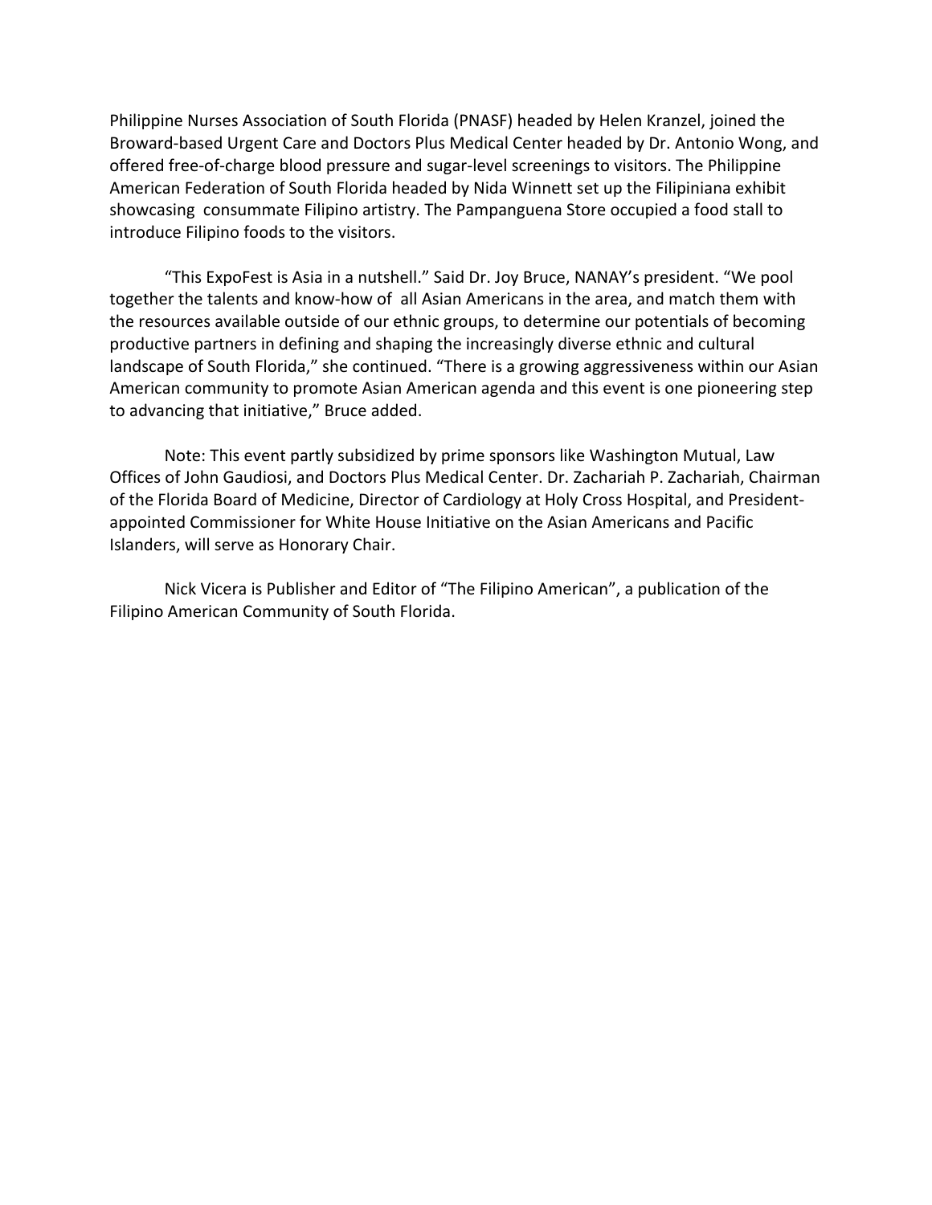Philippine Nurses Association of South Florida (PNASF) headed by Helen Kranzel, joined the Broward-based Urgent Care and Doctors Plus Medical Center headed by Dr. Antonio Wong, and offered free-of-charge blood pressure and sugar-level screenings to visitors. The Philippine American Federation of South Florida headed by Nida Winnett set up the Filipiniana exhibit showcasing consummate Filipino artistry. The Pampanguena Store occupied a food stall to introduce Filipino foods to the visitors.

"This ExpoFest is Asia in a nutshell." Said Dr. Joy Bruce, NANAY's president. "We pool together the talents and know-how of all Asian Americans in the area, and match them with the resources available outside of our ethnic groups, to determine our potentials of becoming productive partners in defining and shaping the increasingly diverse ethnic and cultural landscape of South Florida," she continued. "There is a growing aggressiveness within our Asian American community to promote Asian American agenda and this event is one pioneering step to advancing that initiative," Bruce added.

Note: This event partly subsidized by prime sponsors like Washington Mutual, Law Offices of John Gaudiosi, and Doctors Plus Medical Center. Dr. Zachariah P. Zachariah, Chairman of the Florida Board of Medicine, Director of Cardiology at Holy Cross Hospital, and President-appointed Commissioner for White House Initiative on the Asian Americans and Pacific Islanders, will serve as Honorary Chair.

Nick Vicera is Publisher and Editor of "The Filipino American", a publication of the Filipino American Community of South Florida.